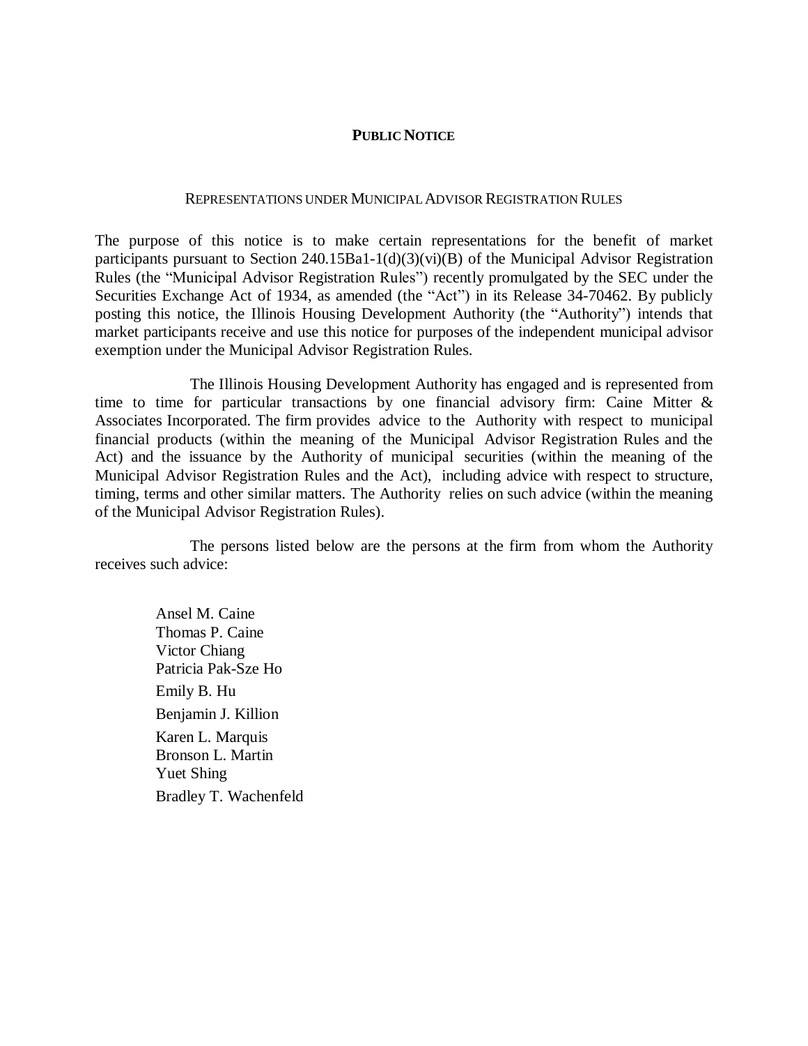# PUBLIC NOTICE

REPRESENTATIONS UNDER MUNICIPAL ADVISOR REGISTRATION RULES

The purpose of this notice is to make certain representations for the benefit of market participants pursuant to Section 240.15Ba1-1(d)(3)(vi)(B) of the Municipal Advisor Registration Rules (the "Municipal Advisor Registration Rules") recently promulgated by the SEC under the Securities Exchange Act of 1934, as amended (the "Act") in its Release 34-70462. By publicly posting this notice, the Illinois Housing Development Authority (the "Authority") intends that market participants receive and use this notice for purposes of the independent municipal advisor exemption under the Municipal Advisor Registration Rules.

The Illinois Housing Development Authority has engaged and is represented from time to time for particular transactions by one financial advisory firm: Caine Mitter & Associates Incorporated. The firm provides advice to the Authority with respect to municipal financial products (within the meaning of the Municipal Advisor Registration Rules and the Act) and the issuance by the Authority of municipal securities (within the meaning of the Municipal Advisor Registration Rules and the Act), including advice with respect to structure, timing, terms and other similar matters. The Authority relies on such advice (within the meaning of the Municipal Advisor Registration Rules).

The persons listed below are the persons at the firm from whom the Authority receives such advice:

Ansel M. Caine
Thomas P. Caine
Victor Chiang
Patricia Pak-Sze Ho
Emily B. Hu
Benjamin J. Killion
Karen L. Marquis
Bronson L. Martin
Yuet Shing
Bradley T. Wachenfeld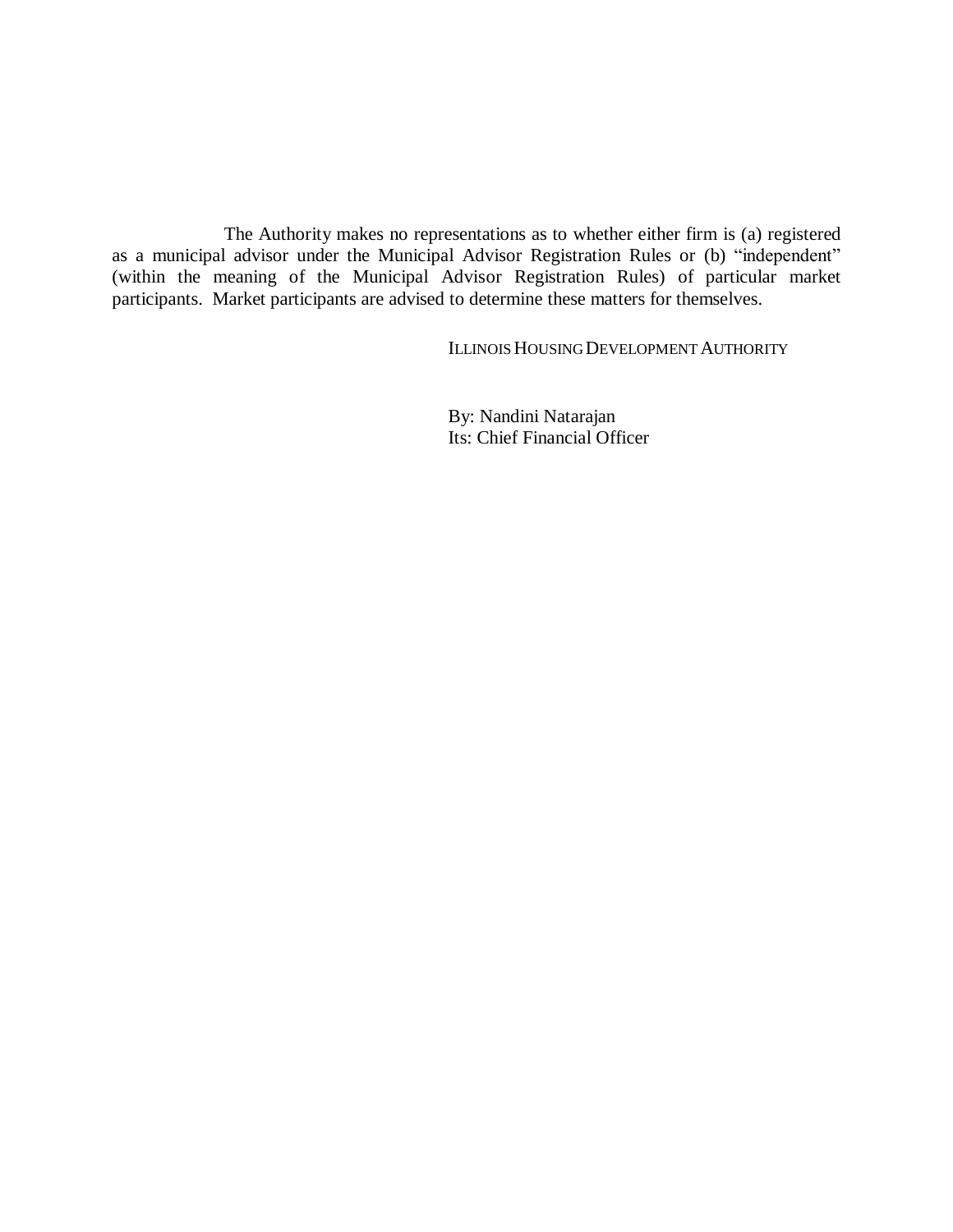The Authority makes no representations as to whether either firm is (a) registered as a municipal advisor under the Municipal Advisor Registration Rules or (b) "independent" (within the meaning of the Municipal Advisor Registration Rules) of particular market participants. Market participants are advised to determine these matters for themselves.

ILLINOIS HOUSING DEVELOPMENT AUTHORITY

By: Nandini Natarajan
Its: Chief Financial Officer